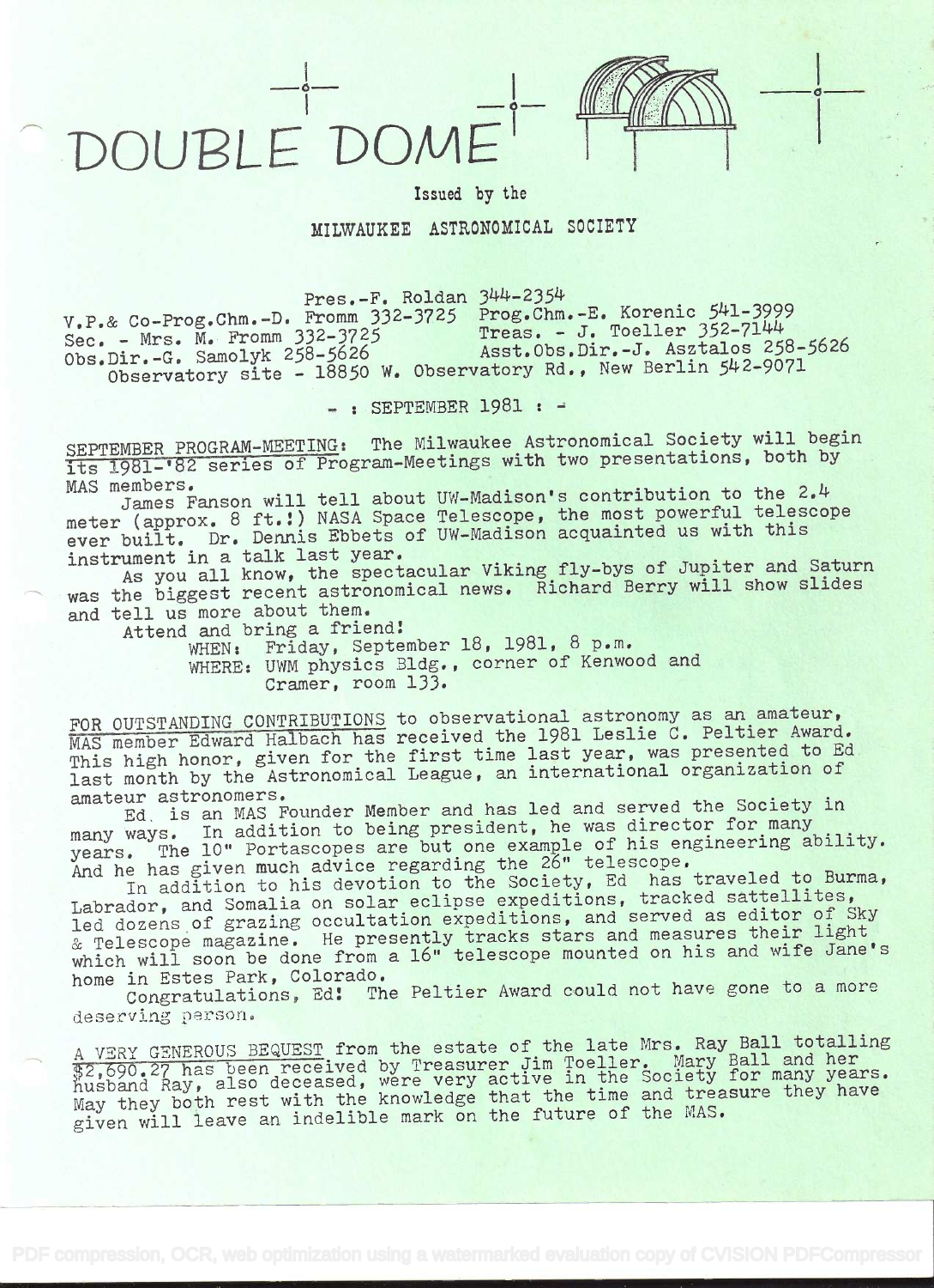# DOUBLE DOME

Issued by the

MILWAUKEE ASTRONOMICAL SOCIETY

Pres.-F. Roldan 344-2354
V.P.& Co-Prog.Chm.-D. Fromm 332-3725 Prog.Chm.-E. Korenic 541-3999
Sec. - Mrs. M. Fromm 332-3725 Treas. - J. Toeller 352-7144
Obs.Dir.-G. Samolyk 258-5626 Asst.Obs.Dir.-J. Asztalos 258-5626
Observatory site - 18850 W. Observatory Rd., New Berlin 542-9071

- : SEPTEMBER 1981 : -

SEPTEMBER PROGRAM-MEETING: The Milwaukee Astronomical Society will begin its 1981-'82 series of Program-Meetings with two presentations, both by MAS members.

James Fanson will tell about UW-Madison's contribution to the 2.4 meter (approx. 8 ft.!) NASA Space Telescope, the most powerful telescope ever built. Dr. Dennis Ebbets of UW-Madison acquainted us with this instrument in a talk last year.

As you all know, the spectacular Viking fly-bys of Jupiter and Saturn was the biggest recent astronomical news. Richard Berry will show slides and tell us more about them.

Attend and bring a friend!

WHEN: Friday, September 18, 1981, 8 p.m.
WHERE: UWM physics Bldg., corner of Kenwood and Cramer, room 133.

FOR OUTSTANDING CONTRIBUTIONS to observational astronomy as an amateur, MAS member Edward Halbach has received the 1981 Leslie C. Peltier Award. This high honor, given for the first time last year, was presented to Ed last month by the Astronomical League, an international organization of amateur astronomers.

Ed is an MAS Founder Member and has led and served the Society in many ways. In addition to being president, he was director for many years. The 10" Portascopes are but one example of his engineering ability. And he has given much advice regarding the 26" telescope.

In addition to his devotion to the Society, Ed has traveled to Burma, Labrador, and Somalia on solar eclipse expeditions, tracked sattellites, led dozens of grazing occultation expeditions, and served as editor of Sky & Telescope magazine. He presently tracks stars and measures their light which will soon be done from a 16" telescope mounted on his and wife Jane's home in Estes Park, Colorado.

Congratulations, Ed! The Peltier Award could not have gone to a more deserving person.

A VERY GENEROUS BEQUEST from the estate of the late Mrs. Ray Ball totalling $2,690.27 has been received by Treasurer Jim Toeller. Mary Ball and her husband Ray, also deceased, were very active in the Society for many years. May they both rest with the knowledge that the time and treasure they have given will leave an indelible mark on the future of the MAS.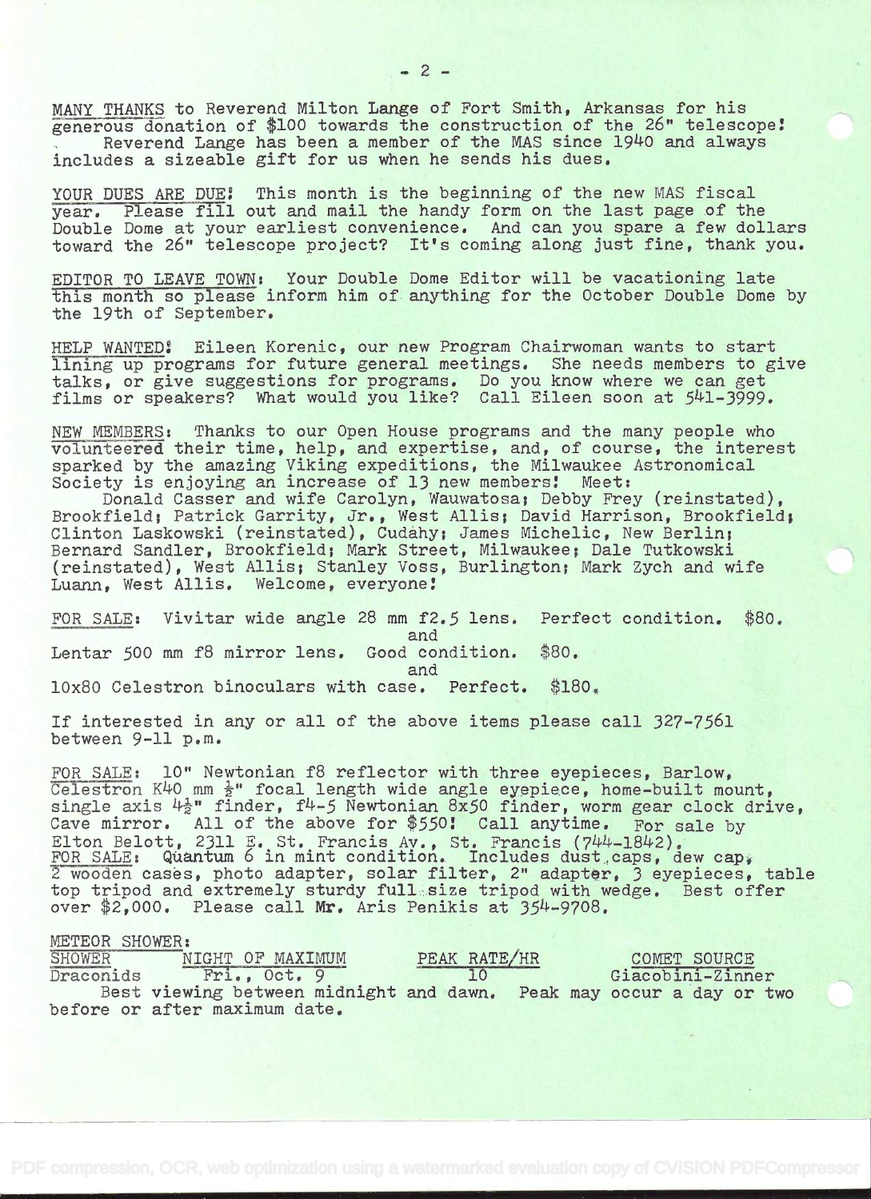MANY THANKS to Reverend Milton Lange of Fort Smith, Arkansas for his generous donation of $100 towards the construction of the 26" telescope! Reverend Lange has been a member of the MAS since 1940 and always includes a sizeable gift for us when he sends his dues.

YOUR DUES ARE DUE! This month is the beginning of the new MAS fiscal year. Please fill out and mail the handy form on the last page of the Double Dome at your earliest convenience. And can you spare a few dollars toward the 26" telescope project? It's coming along just fine, thank you.

EDITOR TO LEAVE TOWN: Your Double Dome Editor will be vacationing late this month so please inform him of anything for the October Double Dome by the 19th of September.

HELP WANTED! Eileen Korenic, our new Program Chairwoman wants to start lining up programs for future general meetings. She needs members to give talks, or give suggestions for programs. Do you know where we can get films or speakers? What would you like? Call Eileen soon at 541-3999.

NEW MEMBERS: Thanks to our Open House programs and the many people who volunteered their time, help, and expertise, and, of course, the interest sparked by the amazing Viking expeditions, the Milwaukee Astronomical Society is enjoying an increase of 13 new members! Meet:

Donald Casser and wife Carolyn, Wauwatosa; Debby Frey (reinstated), Brookfield; Patrick Garrity, Jr., West Allis; David Harrison, Brookfield; Clinton Laskowski (reinstated), Cudahy; James Michelic, New Berlin; Bernard Sandler, Brookfield; Mark Street, Milwaukee; Dale Tutkowski (reinstated), West Allis; Stanley Voss, Burlington; Mark Zych and wife Luann, West Allis. Welcome, everyone!

FOR SALE: Vivitar wide angle 28 mm f2.5 lens. Perfect condition. $80.

and

Lentar 500 mm f8 mirror lens. Good condition. $80.

and

10x80 Celestron binoculars with case. Perfect. $180.

If interested in any or all of the above items please call 327-7561 between 9-11 p.m.

FOR SALE: 10" Newtonian f8 reflector with three eyepieces, Barlow, Celestron K40 mm ½" focal length wide angle eyepiece, home-built mount, single axis 4½" finder, f4-5 Newtonian 8x50 finder, worm gear clock drive, Cave mirror. All of the above for $550! Call anytime. For sale by Elton Belott, 2311 E. St. Francis Av., St. Francis (744-1842).

FOR SALE: Quantum 6 in mint condition. Includes dust caps, dew cap, 2 wooden cases, photo adapter, solar filter, 2" adapter, 3 eyepieces, table top tripod and extremely sturdy full size tripod with wedge. Best offer over $2,000. Please call Mr. Aris Penikis at 354-9708.

METEOR SHOWER:

| SHOWER | NIGHT OF MAXIMUM | PEAK RATE/HR | COMET SOURCE |
|---|---|---|---|
| Draconids | Fri., Oct. 9 | 10 | Giacobini-Zinner |

Best viewing between midnight and dawn. Peak may occur a day or two before or after maximum date.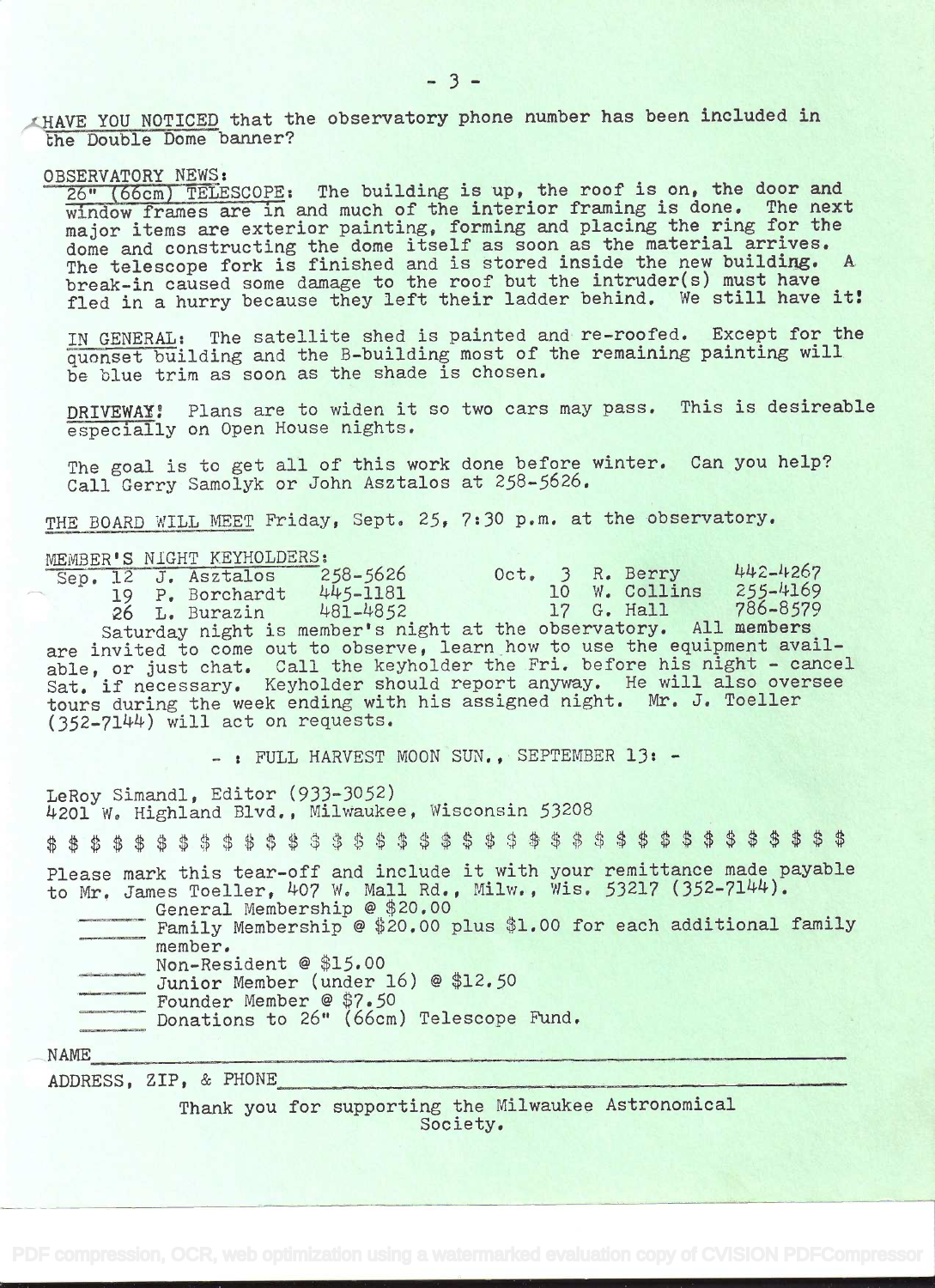HAVE YOU NOTICED that the observatory phone number has been included in the Double Dome banner?

OBSERVATORY NEWS:

26" (66cm) TELESCOPE: The building is up, the roof is on, the door and window frames are in and much of the interior framing is done. The next major items are exterior painting, forming and placing the ring for the dome and constructing the dome itself as soon as the material arrives. The telescope fork is finished and is stored inside the new building. A break-in caused some damage to the roof but the intruder(s) must have fled in a hurry because they left their ladder behind. We still have it!

IN GENERAL: The satellite shed is painted and re-roofed. Except for the quonset building and the B-building most of the remaining painting will be blue trim as soon as the shade is chosen.

DRIVEWAY! Plans are to widen it so two cars may pass. This is desireable especially on Open House nights.

The goal is to get all of this work done before winter. Can you help? Call Gerry Samolyk or John Asztalos at 258-5626.

THE BOARD WILL MEET Friday, Sept. 25, 7:30 p.m. at the observatory.

MEMBER'S NIGHT KEYHOLDERS:

| | | | | | | | |
|---|---|---|---|---|---|---|---|
| Sep. | 12 | J. Asztalos | 258-5626 | Oct. | 3 | R. Berry | 442-4267 |
| | 19 | P. Borchardt | 445-1181 | | 10 | W. Collins | 255-4169 |
| | 26 | L. Burazin | 481-4852 | | 17 | G. Hall | 786-8579 |

Saturday night is member's night at the observatory. All members are invited to come out to observe, learn how to use the equipment available, or just chat. Call the keyholder the Fri. before his night - cancel Sat. if necessary. Keyholder should report anyway. He will also oversee tours during the week ending with his assigned night. Mr. J. Toeller (352-7144) will act on requests.

- : FULL HARVEST MOON SUN., SEPTEMBER 13: -

LeRoy Simandl, Editor (933-3052)
4201 W. Highland Blvd., Milwaukee, Wisconsin 53208

$ $ $ $ $ $ $ $ $ $ $ $ $ $ $ $ $ $ $ $ $ $ $ $ $ $ $ $ $ $ $ $ $ $ $

Please mark this tear-off and include it with your remittance made payable to Mr. James Toeller, 407 W. Mall Rd., Milw., Wis. 53217 (352-7144).

_____ General Membership @ $20.00
_____ Family Membership @ $20.00 plus $1.00 for each additional family member.
_____ Non-Resident @ $15.00
_____ Junior Member (under 16) @ $12.50
_____ Founder Member @ $7.50
_____ Donations to 26" (66cm) Telescope Fund.

NAME_______________________________________________

ADDRESS, ZIP, & PHONE_______________________________

Thank you for supporting the Milwaukee Astronomical Society.